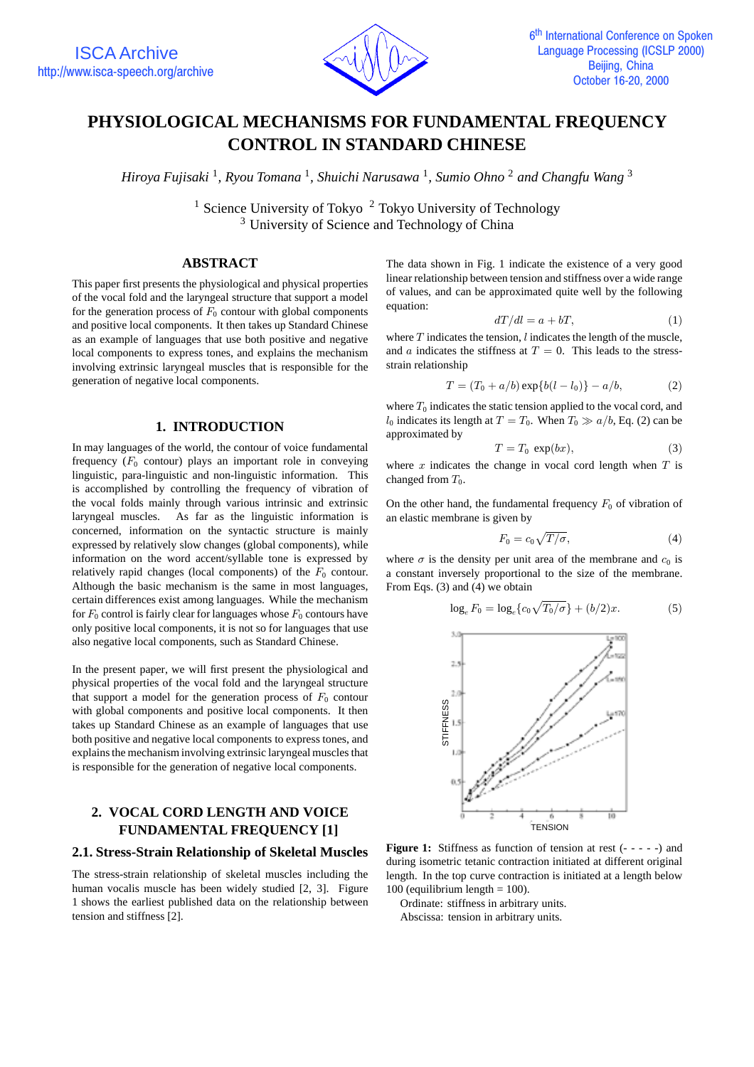# PHYSIOLOGICAL MECHANISMS FOR FUNDAMENTAL FREQUENCY CONTROL IN STANDARD CHINESE

*Hiroya Fujisaki* [1], *Ryou Tomana* [1], *Shuichi Narusawa* [1], *Sumio Ohno* [2] *and Changfu Wang* [3]

[1] Science University of Tokyo [2] Tokyo University of Technology
[3] University of Science and Technology of China

## ABSTRACT

This paper first presents the physiological and physical properties of the vocal fold and the laryngeal structure that support a model for the generation process of $F_0$ contour with global components and positive local components. It then takes up Standard Chinese as an example of languages that use both positive and negative local components to express tones, and explains the mechanism involving extrinsic laryngeal muscles that is responsible for the generation of negative local components.

## 1. INTRODUCTION

In may languages of the world, the contour of voice fundamental frequency ($F_0$ contour) plays an important role in conveying linguistic, para-linguistic and non-linguistic information. This is accomplished by controlling the frequency of vibration of the vocal folds mainly through various intrinsic and extrinsic laryngeal muscles. As far as the linguistic information is concerned, information on the syntactic structure is mainly expressed by relatively slow changes (global components), while information on the word accent/syllable tone is expressed by relatively rapid changes (local components) of the $F_0$ contour. Although the basic mechanism is the same in most languages, certain differences exist among languages. While the mechanism for $F_0$ control is fairly clear for languages whose $F_0$ contours have only positive local components, it is not so for languages that use also negative local components, such as Standard Chinese.

In the present paper, we will first present the physiological and physical properties of the vocal fold and the laryngeal structure that support a model for the generation process of $F_0$ contour with global components and positive local components. It then takes up Standard Chinese as an example of languages that use both positive and negative local components to express tones, and explains the mechanism involving extrinsic laryngeal muscles that is responsible for the generation of negative local components.

## 2. VOCAL CORD LENGTH AND VOICE FUNDAMENTAL FREQUENCY [1]

### 2.1. Stress-Strain Relationship of Skeletal Muscles

The stress-strain relationship of skeletal muscles including the human vocalis muscle has been widely studied [2, 3]. Figure 1 shows the earliest published data on the relationship between tension and stiffness [2].

The data shown in Fig. 1 indicate the existence of a very good linear relationship between tension and stiffness over a wide range of values, and can be approximated quite well by the following equation:

$$dT/dl = a + bT, \tag{1}$$

where $T$ indicates the tension, $l$ indicates the length of the muscle, and $a$ indicates the stiffness at $T = 0$. This leads to the stress-strain relationship

$$T = (T_0 + a/b)\exp\{b(l - l_0)\} - a/b, \tag{2}$$

where $T_0$ indicates the static tension applied to the vocal cord, and $l_0$ indicates its length at $T = T_0$. When $T_0 \gg a/b$, Eq. (2) can be approximated by

$$T = T_0 \ \exp(bx), \tag{3}$$

where $x$ indicates the change in vocal cord length when $T$ is changed from $T_0$.

On the other hand, the fundamental frequency $F_0$ of vibration of an elastic membrane is given by

$$F_0 = c_0\sqrt{T/\sigma}, \tag{4}$$

where $\sigma$ is the density per unit area of the membrane and $c_0$ is a constant inversely proportional to the size of the membrane. From Eqs. (3) and (4) we obtain

$$\log_e F_0 = \log_e\{c_0\sqrt{T_0/\sigma}\} + (b/2)x. \tag{5}$$

**Figure 1:** Stiffness as function of tension at rest (- - - - -) and during isometric tetanic contraction initiated at different original length. In the top curve contraction is initiated at a length below 100 (equilibrium length = 100).
Ordinate: stiffness in arbitrary units.
Abscissa: tension in arbitrary units.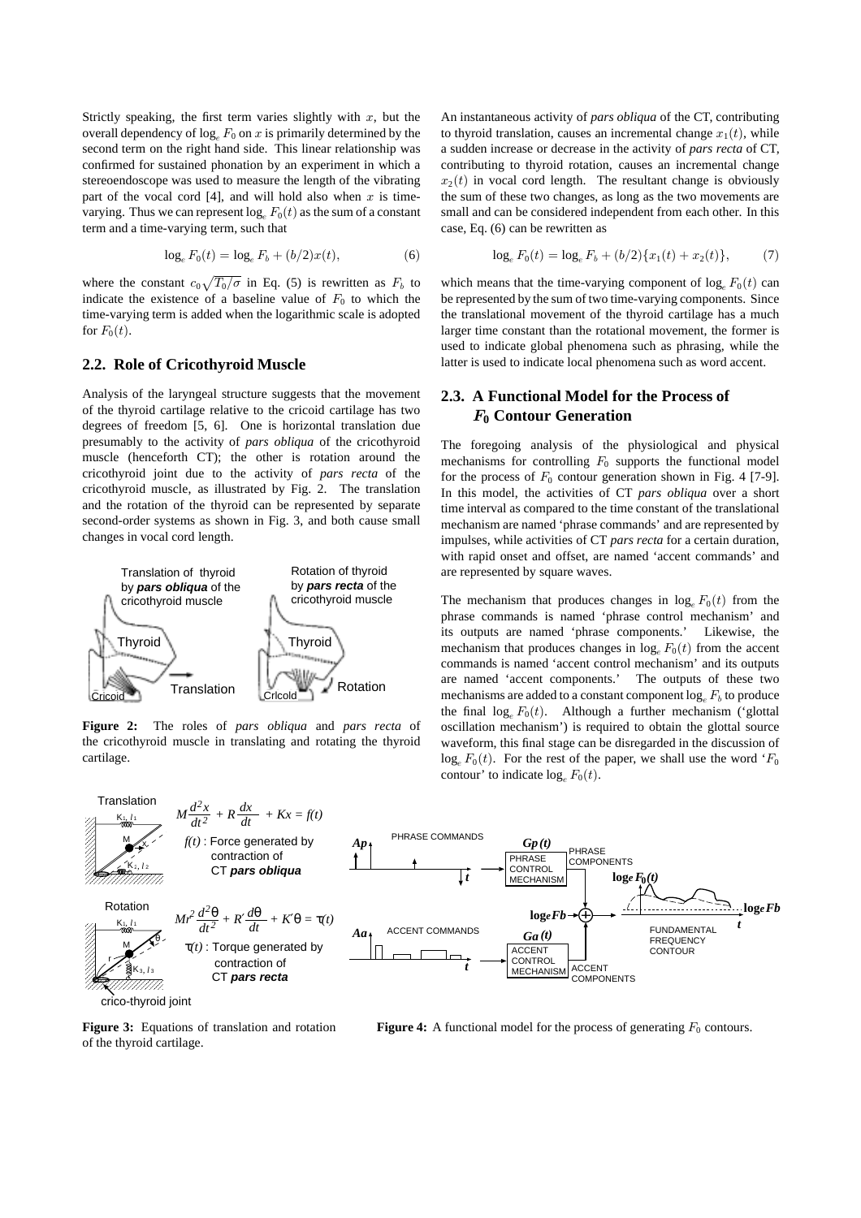Strictly speaking, the first term varies slightly with $x$, but the overall dependency of $\log_e F_0$ on $x$ is primarily determined by the second term on the right hand side. This linear relationship was confirmed for sustained phonation by an experiment in which a stereoendoscope was used to measure the length of the vibrating part of the vocal cord [4], and will hold also when $x$ is time-varying. Thus we can represent $\log_e F_0(t)$ as the sum of a constant term and a time-varying term, such that

$$\log_e F_0(t) = \log_e F_b + (b/2)x(t), \tag{6}$$

where the constant $c_0\sqrt{T_0/\sigma}$ in Eq. (5) is rewritten as $F_b$ to indicate the existence of a baseline value of $F_0$ to which the time-varying term is added when the logarithmic scale is adopted for $F_0(t)$.

## 2.2. Role of Cricothyroid Muscle

Analysis of the laryngeal structure suggests that the movement of the thyroid cartilage relative to the cricoid cartilage has two degrees of freedom [5, 6]. One is horizontal translation due presumably to the activity of *pars obliqua* of the cricothyroid muscle (henceforth CT); the other is rotation around the cricothyroid joint due to the activity of *pars recta* of the cricothyroid muscle, as illustrated by Fig. 2. The translation and the rotation of the thyroid can be represented by separate second-order systems as shown in Fig. 3, and both cause small changes in vocal cord length.

**Figure 2:** The roles of *pars obliqua* and *pars recta* of the cricothyroid muscle in translating and rotating the thyroid cartilage.

**Figure 3:** Equations of translation and rotation of the thyroid cartilage.

An instantaneous activity of *pars obliqua* of the CT, contributing to thyroid translation, causes an incremental change $x_1(t)$, while a sudden increase or decrease in the activity of *pars recta* of CT, contributing to thyroid rotation, causes an incremental change $x_2(t)$ in vocal cord length. The resultant change is obviously the sum of these two changes, as long as the two movements are small and can be considered independent from each other. In this case, Eq. (6) can be rewritten as

$$\log_e F_0(t) = \log_e F_b + (b/2)\{x_1(t) + x_2(t)\}, \tag{7}$$

which means that the time-varying component of $\log_e F_0(t)$ can be represented by the sum of two time-varying components. Since the translational movement of the thyroid cartilage has a much larger time constant than the rotational movement, the former is used to indicate global phenomena such as phrasing, while the latter is used to indicate local phenomena such as word accent.

## 2.3. A Functional Model for the Process of $F_0$ Contour Generation

The foregoing analysis of the physiological and physical mechanisms for controlling $F_0$ supports the functional model for the process of $F_0$ contour generation shown in Fig. 4 [7-9]. In this model, the activities of CT *pars obliqua* over a short time interval as compared to the time constant of the translational mechanism are named 'phrase commands' and are represented by impulses, while activities of CT *pars recta* for a certain duration, with rapid onset and offset, are named 'accent commands' and are represented by square waves.

The mechanism that produces changes in $\log_e F_0(t)$ from the phrase commands is named 'phrase control mechanism' and its outputs are named 'phrase components.' Likewise, the mechanism that produces changes in $\log_e F_0(t)$ from the accent commands is named 'accent control mechanism' and its outputs are named 'accent components.' The outputs of these two mechanisms are added to a constant component $\log_e F_b$ to produce the final $\log_e F_0(t)$. Although a further mechanism ('glottal oscillation mechanism') is required to obtain the glottal source waveform, this final stage can be disregarded in the discussion of $\log_e F_0(t)$. For the rest of the paper, we shall use the word '$F_0$ contour' to indicate $\log_e F_0(t)$.

**Figure 4:** A functional model for the process of generating $F_0$ contours.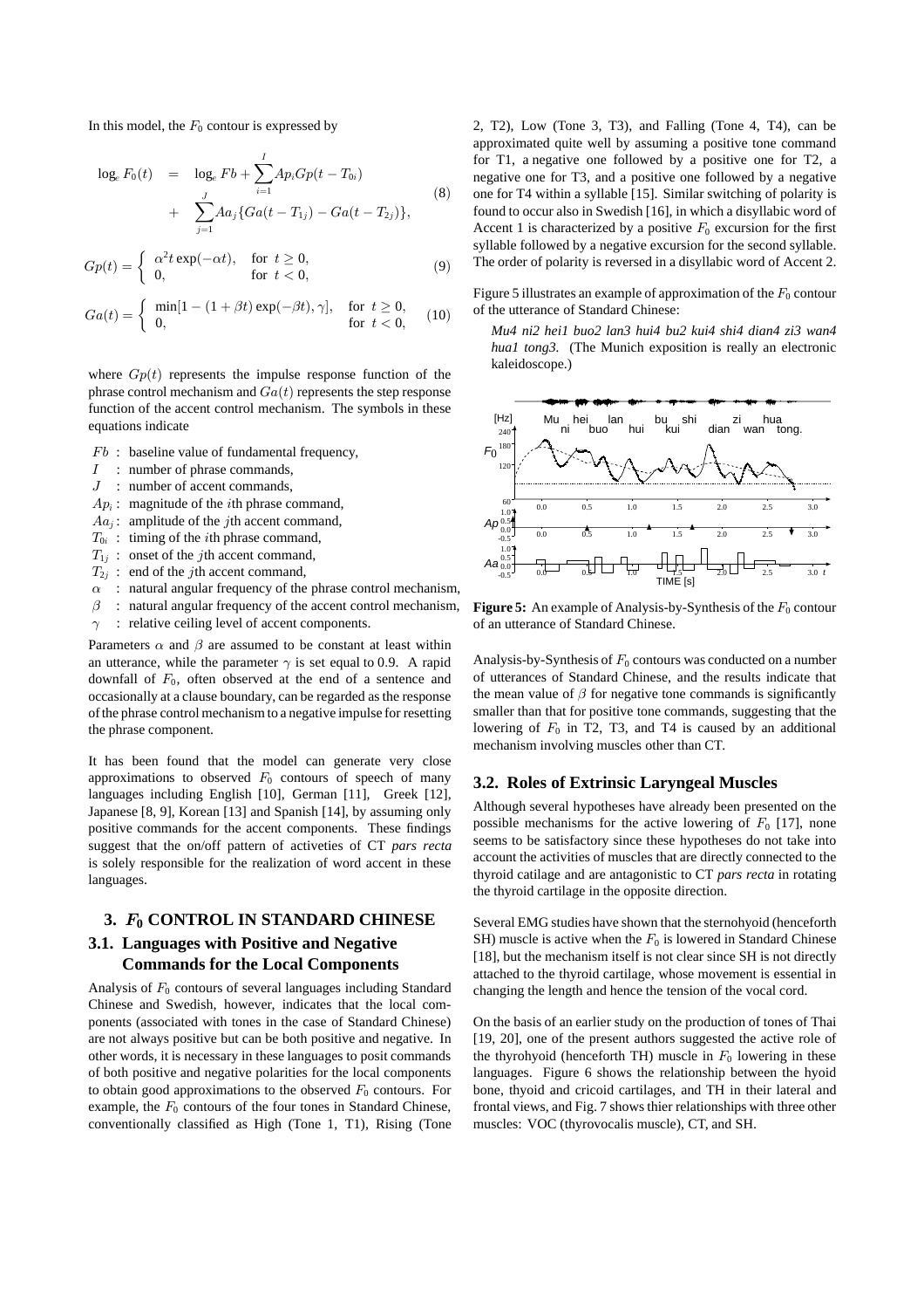In this model, the $F_0$ contour is expressed by

$$
\begin{aligned}
\log_e F_0(t) &= \log_e Fb + \sum_{i=1}^{I} Ap_i Gp(t - T_{0i}) \\
&+ \sum_{j=1}^{J} Aa_j \{Ga(t - T_{1j}) - Ga(t - T_{2j})\},
\end{aligned}
\tag{8}
$$

$$
Gp(t) = \begin{cases} \alpha^2 t \exp(-\alpha t), & \text{for } t \geq 0, \\ 0, & \text{for } t < 0, \end{cases} \tag{9}
$$

$$
Ga(t) = \begin{cases} \min[1 - (1 + \beta t)\exp(-\beta t), \gamma], & \text{for } t \geq 0, \\ 0, & \text{for } t < 0, \end{cases} \tag{10}
$$

where $Gp(t)$ represents the impulse response function of the phrase control mechanism and $Ga(t)$ represents the step response function of the accent control mechanism. The symbols in these equations indicate

- $Fb$ : baseline value of fundamental frequency,
- $I$ : number of phrase commands,
- $J$ : number of accent commands,
- $Ap_i$ : magnitude of the $i$th phrase command,
- $Aa_j$ : amplitude of the $j$th accent command,
- $T_{0i}$ : timing of the $i$th phrase command,
- $T_{1j}$ : onset of the $j$th accent command,
- $T_{2j}$ : end of the $j$th accent command,
- $\alpha$ : natural angular frequency of the phrase control mechanism,
- $\beta$ : natural angular frequency of the accent control mechanism,
- $\gamma$ : relative ceiling level of accent components.

Parameters $\alpha$ and $\beta$ are assumed to be constant at least within an utterance, while the parameter $\gamma$ is set equal to 0.9. A rapid downfall of $F_0$, often observed at the end of a sentence and occasionally at a clause boundary, can be regarded as the response of the phrase control mechanism to a negative impulse for resetting the phrase component.

It has been found that the model can generate very close approximations to observed $F_0$ contours of speech of many languages including English [10], German [11], Greek [12], Japanese [8, 9], Korean [13] and Spanish [14], by assuming only positive commands for the accent components. These findings suggest that the on/off pattern of activeties of CT *pars recta* is solely responsible for the realization of word accent in these languages.

## 3. $F_0$ CONTROL IN STANDARD CHINESE

### 3.1. Languages with Positive and Negative Commands for the Local Components

Analysis of $F_0$ contours of several languages including Standard Chinese and Swedish, however, indicates that the local components (associated with tones in the case of Standard Chinese) are not always positive but can be both positive and negative. In other words, it is necessary in these languages to posit commands of both positive and negative polarities for the local components to obtain good approximations to the observed $F_0$ contours. For example, the $F_0$ contours of the four tones in Standard Chinese, conventionally classified as High (Tone 1, T1), Rising (Tone 2, T2), Low (Tone 3, T3), and Falling (Tone 4, T4), can be approximated quite well by assuming a positive tone command for T1, a negative one followed by a positive one for T2, a negative one for T3, and a positive one followed by a negative one for T4 within a syllable [15]. Similar switching of polarity is found to occur also in Swedish [16], in which a disyllabic word of Accent 1 is characterized by a positive $F_0$ excursion for the first syllable followed by a negative excursion for the second syllable. The order of polarity is reversed in a disyllabic word of Accent 2.

Figure 5 illustrates an example of approximation of the $F_0$ contour of the utterance of Standard Chinese:

*Mu4 ni2 hei1 buo2 lan3 hui4 bu2 kui4 shi4 dian4 zi3 wan4 hua1 tong3.* (The Munich exposition is really an electronic kaleidoscope.)

**Figure 5:** An example of Analysis-by-Synthesis of the $F_0$ contour of an utterance of Standard Chinese.

Analysis-by-Synthesis of $F_0$ contours was conducted on a number of utterances of Standard Chinese, and the results indicate that the mean value of $\beta$ for negative tone commands is significantly smaller than that for positive tone commands, suggesting that the lowering of $F_0$ in T2, T3, and T4 is caused by an additional mechanism involving muscles other than CT.

### 3.2. Roles of Extrinsic Laryngeal Muscles

Although several hypotheses have already been presented on the possible mechanisms for the active lowering of $F_0$ [17], none seems to be satisfactory since these hypotheses do not take into account the activities of muscles that are directly connected to the thyroid catilage and are antagonistic to CT *pars recta* in rotating the thyroid cartilage in the opposite direction.

Several EMG studies have shown that the sternohyoid (henceforth SH) muscle is active when the $F_0$ is lowered in Standard Chinese [18], but the mechanism itself is not clear since SH is not directly attached to the thyroid cartilage, whose movement is essential in changing the length and hence the tension of the vocal cord.

On the basis of an earlier study on the production of tones of Thai [19, 20], one of the present authors suggested the active role of the thyrohyoid (henceforth TH) muscle in $F_0$ lowering in these languages. Figure 6 shows the relationship between the hyoid bone, thyoid and cricoid cartilages, and TH in their lateral and frontal views, and Fig. 7 shows thier relationships with three other muscles: VOC (thyrovocalis muscle), CT, and SH.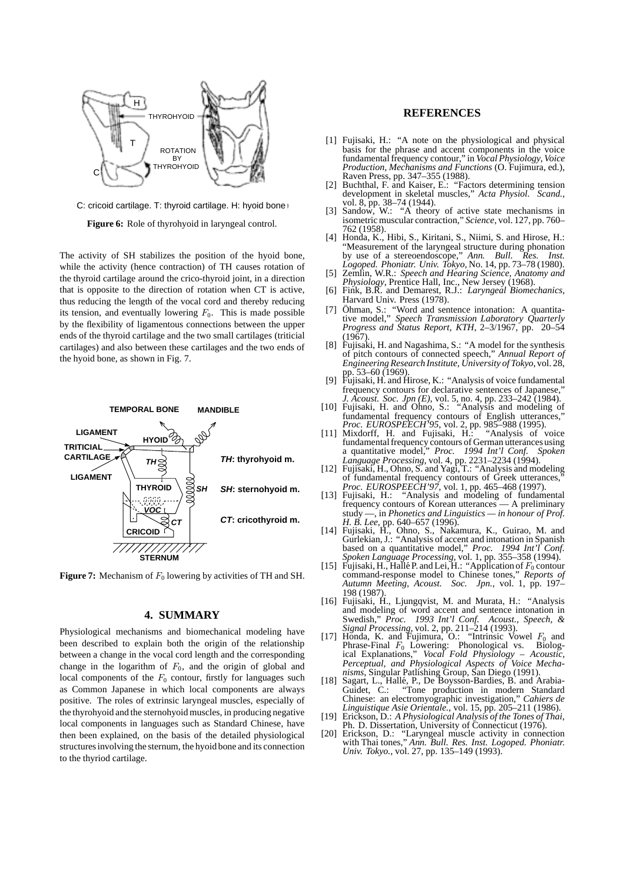H

THYROHYOID

T

ROTATION
BY
THYROHYOID

C

C: cricoid cartilage. T: thyroid cartilage. H: hyoid bone

**Figure 6:** Role of thyrohyoid in laryngeal control.

The activity of SH stabilizes the position of the hyoid bone, while the activity (hence contraction) of TH causes rotation of the thyroid cartilage around the crico-thyroid joint, in a direction that is opposite to the direction of rotation when CT is active, thus reducing the length of the vocal cord and thereby reducing its tension, and eventually lowering $F_0$. This is made possible by the flexibility of ligamentous connections between the upper ends of the thyroid cartilage and the two small cartilages (triticial cartilages) and also between these cartilages and the two ends of the hyoid bone, as shown in Fig. 7.

TEMPORAL BONE

MANDIBLE

LIGAMENT

TRITICIAL CARTILAGE

LIGAMENT

HYOID

TH

THYROID

SH

VOC

CT

CRICOID

STERNUM

*TH*: thyrohyoid m.

*SH*: sternohyoid m.

*CT*: cricothyroid m.

**Figure 7:** Mechanism of $F_0$ lowering by activities of TH and SH.

## 4. SUMMARY

Physiological mechanisms and biomechanical modeling have been described to explain both the origin of the relationship between a change in the vocal cord length and the corresponding change in the logarithm of $F_0$, and the origin of global and local components of the $F_0$ contour, firstly for languages such as Common Japanese in which local components are always positive. The roles of extrinsic laryngeal muscles, especially of the thyrohyoid and the sternohyoid muscles, in producing negative local components in languages such as Standard Chinese, have then been explained, on the basis of the detailed physiological structures involving the sternum, the hyoid bone and its connection to the thyriod cartilage.

## REFERENCES

[1] Fujisaki, H.: "A note on the physiological and physical basis for the phrase and accent components in the voice fundamental frequency contour," in *Vocal Physiology, Voice Production, Mechanisms and Functions* (O. Fujimura, ed.), Raven Press, pp. 347–355 (1988).

[2] Buchthal, F. and Kaiser, E.: "Factors determining tension development in skeletal muscles," *Acta Physiol. Scand.*, vol. 8, pp. 38–74 (1944).

[3] Sandow, W.: "A theory of active state mechanisms in isometric muscular contraction," *Science*, vol. 127, pp. 760–762 (1958).

[4] Honda, K., Hibi, S., Kiritani, S., Niimi, S. and Hirose, H.: "Measurement of the laryngeal structure during phonation by use of a stereoendoscope," *Ann. Bull. Res. Inst. Logoped. Phoniatr. Univ. Tokyo*, No. 14, pp. 73–78 (1980).

[5] Zemlin, W.R.: *Speech and Hearing Science, Anatomy and Physiology*, Prentice Hall, Inc., New Jersey (1968).

[6] Fink, B.R. and Demarest, R.J.: *Laryngeal Biomechanics*, Harvard Univ. Press (1978).

[7] Öhman, S.: "Word and sentence intonation: A quantitative model," *Speech Transmission Laboratory Quarterly Progress and Status Report, KTH*, 2–3/1967, pp. 20–54 (1967).

[8] Fujisaki, H. and Nagashima, S.: "A model for the synthesis of pitch contours of connected speech," *Annual Report of Engineering Research Institute, University of Tokyo*, vol. 28, pp. 53–60 (1969).

[9] Fujisaki, H. and Hirose, K.: "Analysis of voice fundamental frequency contours for declarative sentences of Japanese," *J. Acoust. Soc. Jpn (E)*, vol. 5, no. 4, pp. 233–242 (1984).

[10] Fujisaki, H. and Ohno, S.: "Analysis and modeling of fundamental frequency contours of English utterances," *Proc. EUROSPEECH'95*, vol. 2, pp. 985–988 (1995).

[11] Mixdorff, H. and Fujisaki, H.: "Analysis of voice fundamental frequency contours of German utterances using a quantitative model," *Proc. 1994 Int'l Conf. Spoken Language Processing*, vol. 4, pp. 2231–2234 (1994).

[12] Fujisaki, H., Ohno, S. and Yagi, T.: "Analysis and modeling of fundamental frequency contours of Greek utterances," *Proc. EUROSPEECH'97*, vol. 1, pp. 465–468 (1997).

[13] Fujisaki, H.: "Analysis and modeling of fundamental frequency contours of Korean utterances — A preliminary study —, in *Phonetics and Linguistics — in honour of Prof. H. B. Lee*, pp. 640–657 (1996).

[14] Fujisaki, H., Ohno, S., Nakamura, K., Guirao, M. and Gurlekian, J.: "Analysis of accent and intonation in Spanish based on a quantitative model," *Proc. 1994 Int'l Conf. Spoken Language Processing*, vol. 1, pp. 355–358 (1994).

[15] Fujisaki, H., Hallé P. and Lei, H.: "Application of $F_0$ contour command-response model to Chinese tones," *Reports of Autumn Meeting, Acoust. Soc. Jpn.*, vol. 1, pp. 197–198 (1987).

[16] Fujisaki, H., Ljungqvist, M. and Murata, H.: "Analysis and modeling of word accent and sentence intonation in Swedish," *Proc. 1993 Int'l Conf. Acoust., Speech, & Signal Processing*, vol. 2, pp. 211–214 (1993).

[17] Honda, K. and Fujimura, O.: "Intrinsic Vowel $F_0$ and Phrase-Final $F_0$ Lowering: Phonological vs. Biological Explanations," *Vocal Fold Physiology – Acoustic, Perceptual, and Physiological Aspects of Voice Mechanisms*, Singular Patlishing Group, San Diego (1991).

[18] Sagart, L., Hallé, P., De Boysson-Bardies, B. and Arabia-Guidet, C.: "Tone production in modern Standard Chinese: an electromyographic investigation," *Cahiers de Linguistique Asie Orientale.*, vol. 15, pp. 205–211 (1986).

[19] Erickson, D.: *A Physiological Analysis of the Tones of Thai*, Ph. D. Dissertation, University of Connecticut (1976).

[20] Erickson, D.: "Laryngeal muscle activity in connection with Thai tones," *Ann. Bull. Res. Inst. Logoped. Phoniatr. Univ. Tokyo.*, vol. 27, pp. 135–149 (1993).